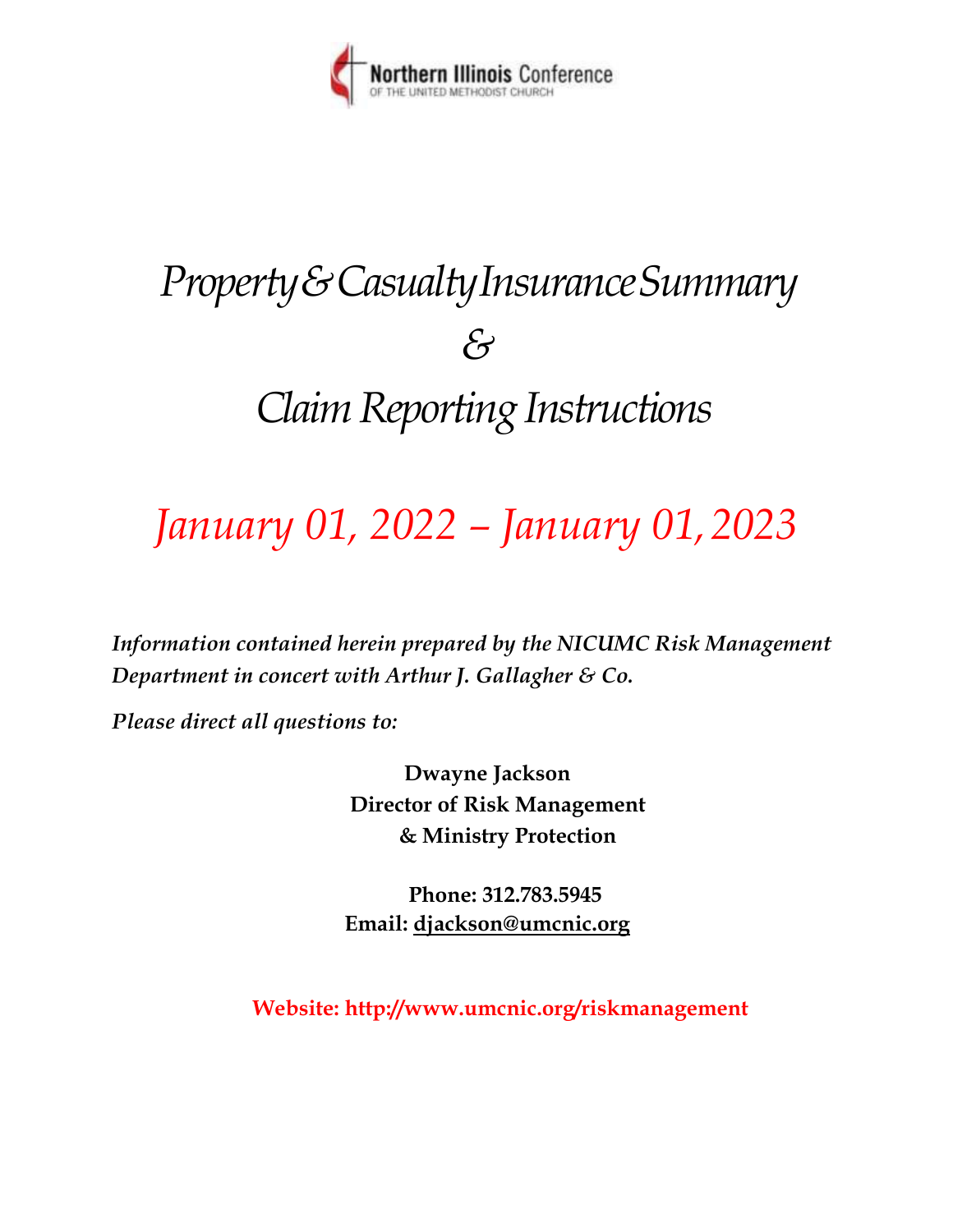Northern Illinois Conference
OF THE UNITED METHODIST CHURCH

# *Property & Casualty Insurance Summary*

# *&*

# *Claim Reporting Instructions*

## *January 01, 2022 – January 01, 2023*

***Information contained herein prepared by the NICUMC Risk Management Department in concert with Arthur J. Gallagher & Co.***

***Please direct all questions to:***

**Dwayne Jackson**
**Director of Risk Management**
**& Ministry Protection**

**Phone: 312.783.5945**
**Email: djackson@umcnic.org**

**Website: http://www.umcnic.org/riskmanagement**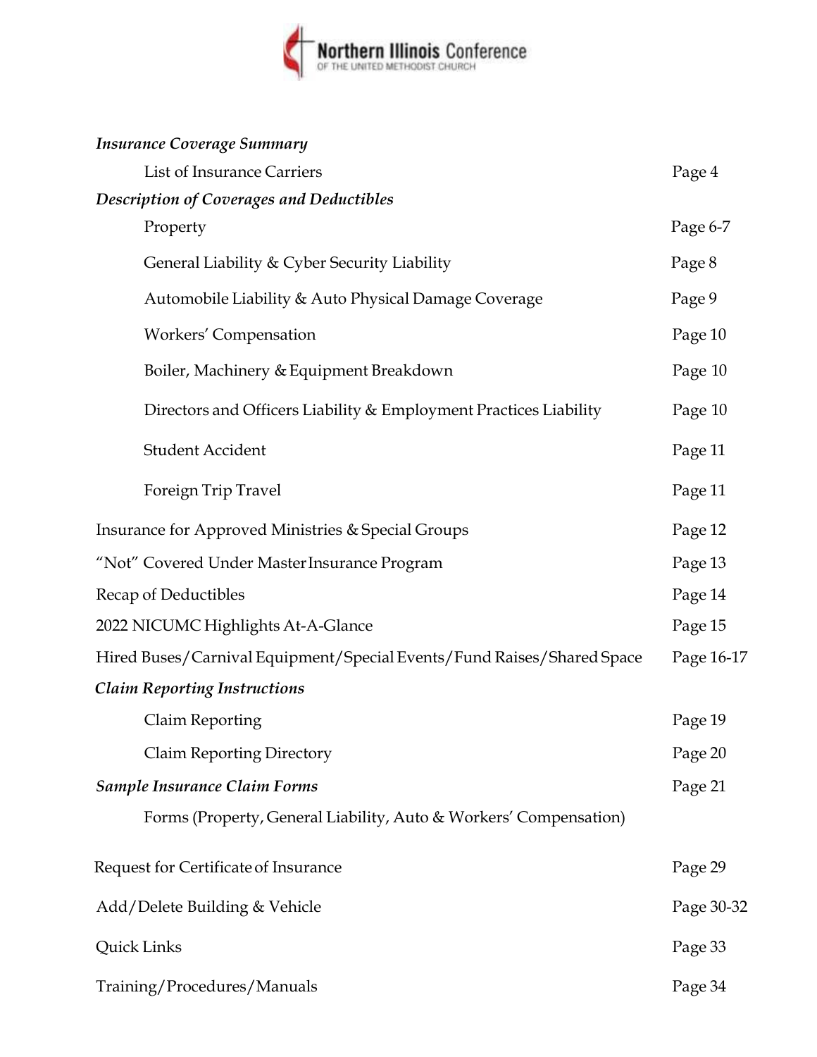Northern Illinois Conference
OF THE UNITED METHODIST CHURCH

| | |
|---|---|
| ***Insurance Coverage Summary*** | |
| List of Insurance Carriers | Page 4 |
| ***Description of Coverages and Deductibles*** | |
| Property | Page 6-7 |
| General Liability & Cyber Security Liability | Page 8 |
| Automobile Liability & Auto Physical Damage Coverage | Page 9 |
| Workers' Compensation | Page 10 |
| Boiler, Machinery & Equipment Breakdown | Page 10 |
| Directors and Officers Liability & Employment Practices Liability | Page 10 |
| Student Accident | Page 11 |
| Foreign Trip Travel | Page 11 |
| Insurance for Approved Ministries & Special Groups | Page 12 |
| "Not" Covered Under Master Insurance Program | Page 13 |
| Recap of Deductibles | Page 14 |
| 2022 NICUMC Highlights At-A-Glance | Page 15 |
| Hired Buses/Carnival Equipment/Special Events/Fund Raises/Shared Space | Page 16-17 |
| ***Claim Reporting Instructions*** | |
| Claim Reporting | Page 19 |
| Claim Reporting Directory | Page 20 |
| ***Sample Insurance Claim Forms*** | Page 21 |
| Forms (Property, General Liability, Auto & Workers' Compensation) | |
| Request for Certificate of Insurance | Page 29 |
| Add/Delete Building & Vehicle | Page 30-32 |
| Quick Links | Page 33 |
| Training/Procedures/Manuals | Page 34 |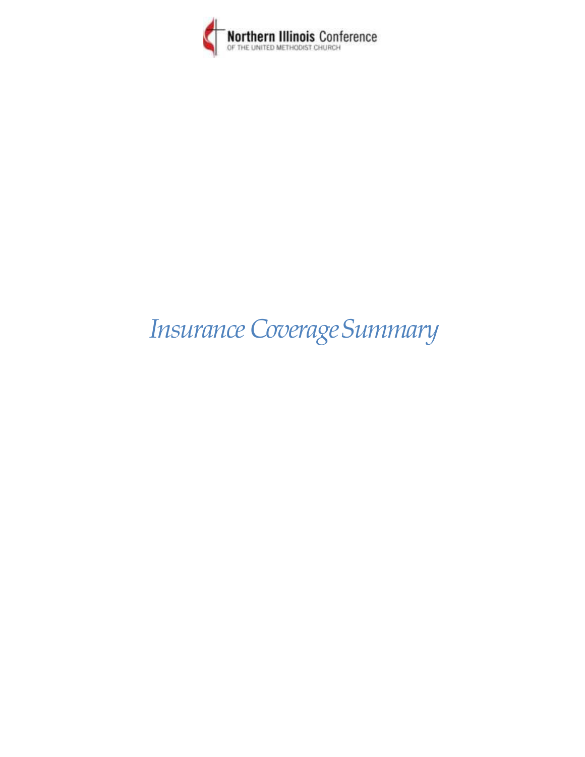Northern Illinois Conference
OF THE UNITED METHODIST CHURCH

# *Insurance Coverage Summary*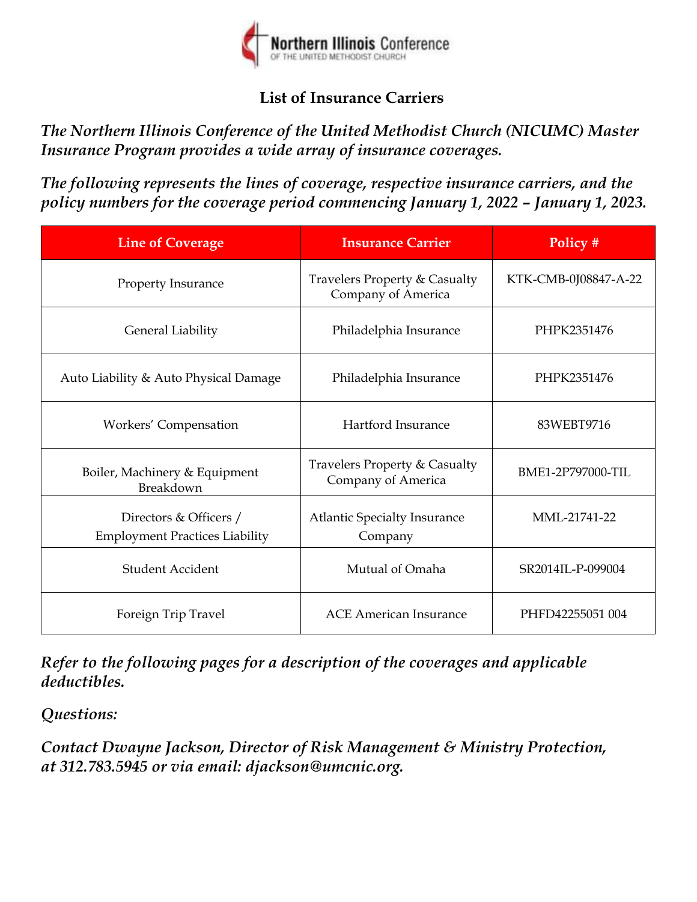Northern Illinois Conference OF THE UNITED METHODIST CHURCH

## List of Insurance Carriers

***The Northern Illinois Conference of the United Methodist Church (NICUMC) Master Insurance Program provides a wide array of insurance coverages.***

***The following represents the lines of coverage, respective insurance carriers, and the policy numbers for the coverage period commencing January 1, 2022 – January 1, 2023.***

| Line of Coverage | Insurance Carrier | Policy # |
|---|---|---|
| Property Insurance | Travelers Property & Casualty Company of America | KTK-CMB-0J08847-A-22 |
| General Liability | Philadelphia Insurance | PHPK2351476 |
| Auto Liability & Auto Physical Damage | Philadelphia Insurance | PHPK2351476 |
| Workers' Compensation | Hartford Insurance | 83WEBT9716 |
| Boiler, Machinery & Equipment Breakdown | Travelers Property & Casualty Company of America | BME1-2P797000-TIL |
| Directors & Officers / Employment Practices Liability | Atlantic Specialty Insurance Company | MML-21741-22 |
| Student Accident | Mutual of Omaha | SR2014IL-P-099004 |
| Foreign Trip Travel | ACE American Insurance | PHFD42255051 004 |

***Refer to the following pages for a description of the coverages and applicable deductibles.***

***Questions:***

***Contact Dwayne Jackson, Director of Risk Management & Ministry Protection, at 312.783.5945 or via email: djackson@umcnic.org.***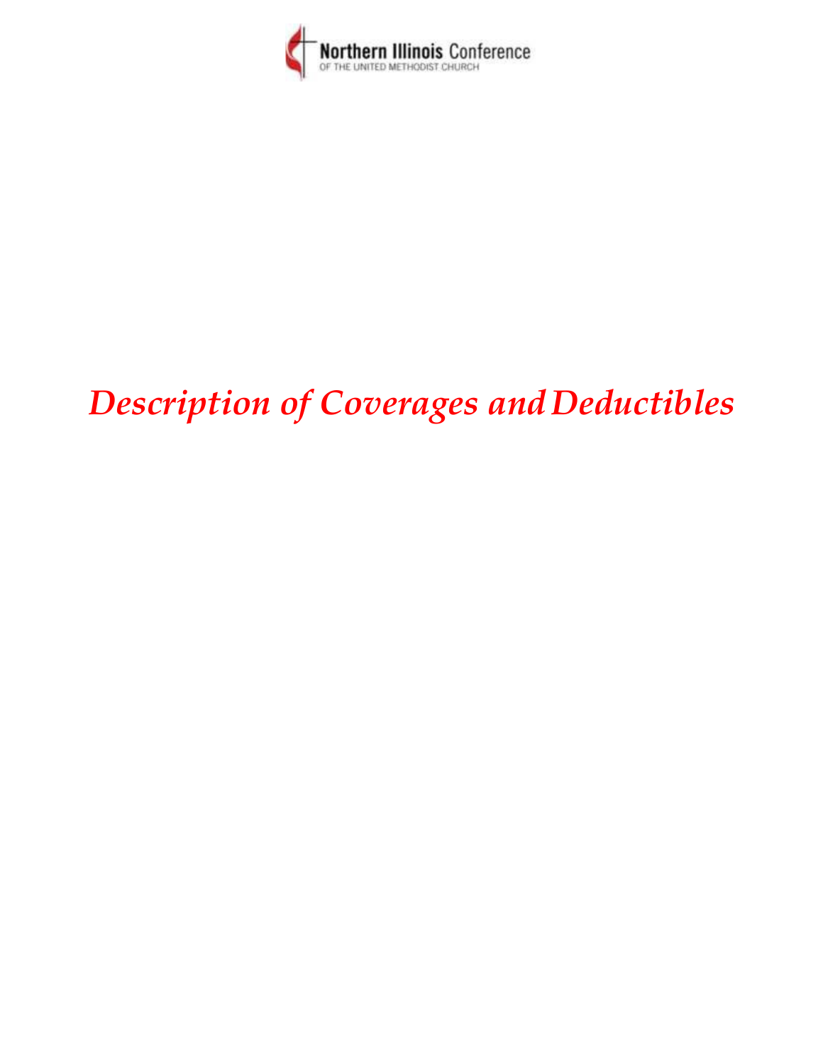# *Description of Coverages and Deductibles*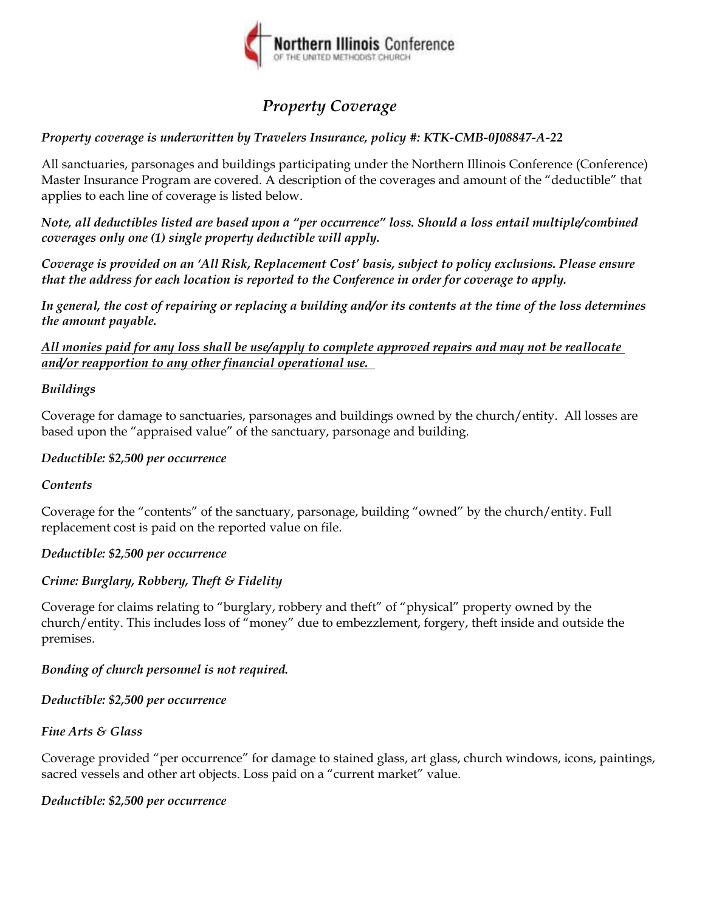Northern Illinois Conference
OF THE UNITED METHODIST CHURCH

# *Property Coverage*

***Property coverage is underwritten by Travelers Insurance, policy #: KTK-CMB-0J08847-A-22***

All sanctuaries, parsonages and buildings participating under the Northern Illinois Conference (Conference) Master Insurance Program are covered. A description of the coverages and amount of the "deductible" that applies to each line of coverage is listed below.

***Note, all deductibles listed are based upon a "per occurrence" loss. Should a loss entail multiple/combined coverages only one (1) single property deductible will apply.***

***Coverage is provided on an 'All Risk, Replacement Cost' basis, subject to policy exclusions. Please ensure that the address for each location is reported to the Conference in order for coverage to apply.***

***In general, the cost of repairing or replacing a building and/or its contents at the time of the loss determines the amount payable.***

<u>***All monies paid for any loss shall be use/apply to complete approved repairs and may not be reallocate and/or reapportion to any other financial operational use.***</u>

*Buildings*

Coverage for damage to sanctuaries, parsonages and buildings owned by the church/entity. All losses are based upon the "appraised value" of the sanctuary, parsonage and building.

***Deductible: $2,500 per occurrence***

*Contents*

Coverage for the "contents" of the sanctuary, parsonage, building "owned" by the church/entity. Full replacement cost is paid on the reported value on file.

***Deductible: $2,500 per occurrence***

***Crime: Burglary, Robbery, Theft & Fidelity***

Coverage for claims relating to "burglary, robbery and theft" of "physical" property owned by the church/entity. This includes loss of "money" due to embezzlement, forgery, theft inside and outside the premises.

***Bonding of church personnel is not required.***

***Deductible: $2,500 per occurrence***

*Fine Arts & Glass*

Coverage provided "per occurrence" for damage to stained glass, art glass, church windows, icons, paintings, sacred vessels and other art objects. Loss paid on a "current market" value.

***Deductible: $2,500 per occurrence***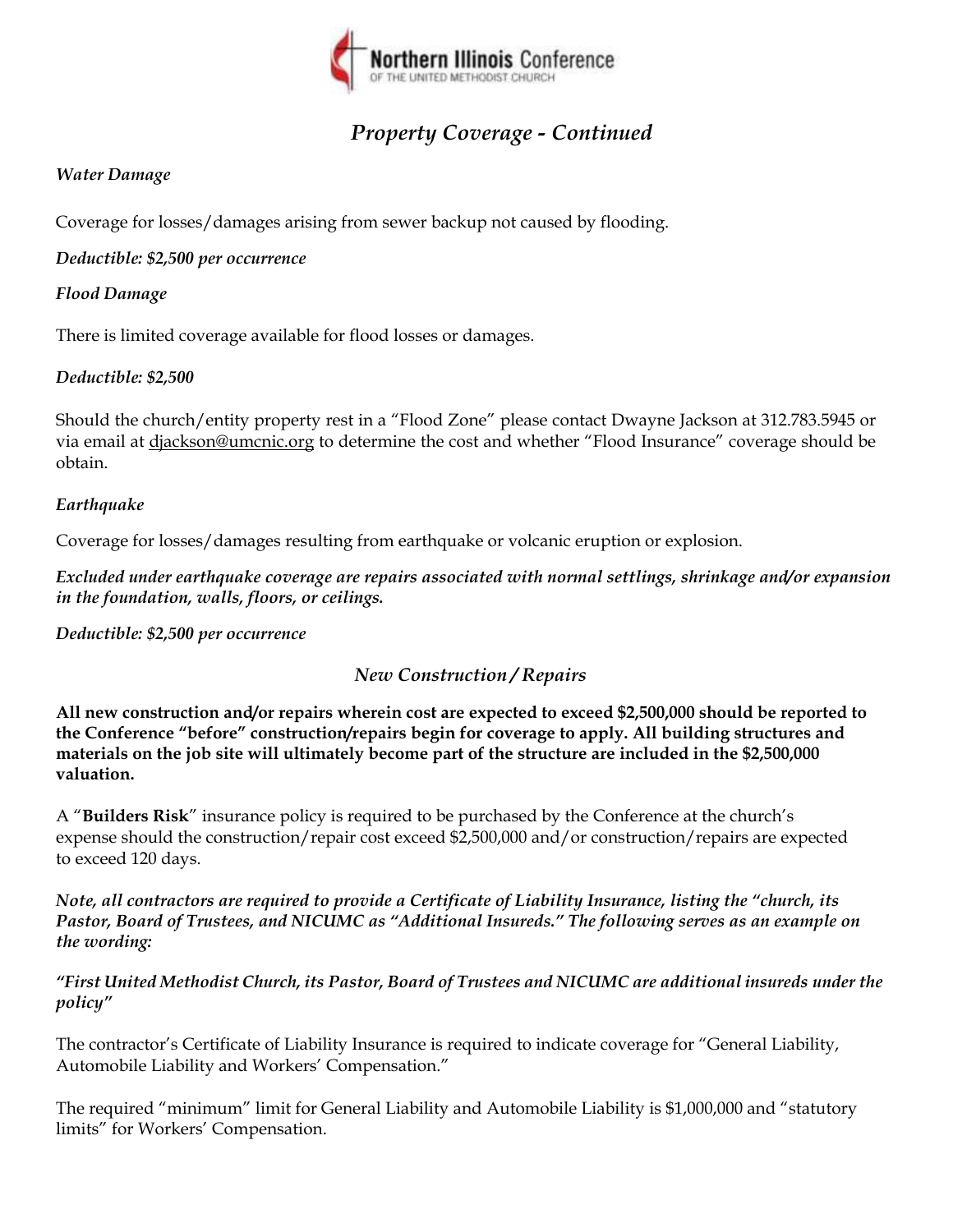# *Property Coverage - Continued*

*Water Damage*

Coverage for losses/damages arising from sewer backup not caused by flooding.

***Deductible: $2,500 per occurrence***

***Flood Damage***

There is limited coverage available for flood losses or damages.

***Deductible: $2,500***

Should the church/entity property rest in a "Flood Zone" please contact Dwayne Jackson at 312.783.5945 or via email at djackson@umcnic.org to determine the cost and whether "Flood Insurance" coverage should be obtain.

*Earthquake*

Coverage for losses/damages resulting from earthquake or volcanic eruption or explosion.

***Excluded under earthquake coverage are repairs associated with normal settlings, shrinkage and/or expansion in the foundation, walls, floors, or ceilings.***

***Deductible: $2,500 per occurrence***

## *New Construction / Repairs*

**All new construction and/or repairs wherein cost are expected to exceed $2,500,000 should be reported to the Conference "before" construction/repairs begin for coverage to apply. All building structures and materials on the job site will ultimately become part of the structure are included in the $2,500,000 valuation.**

A "**Builders Risk**" insurance policy is required to be purchased by the Conference at the church's expense should the construction/repair cost exceed $2,500,000 and/or construction/repairs are expected to exceed 120 days.

***Note, all contractors are required to provide a Certificate of Liability Insurance, listing the "church, its Pastor, Board of Trustees, and NICUMC as "Additional Insureds." The following serves as an example on the wording:***

***"First United Methodist Church, its Pastor, Board of Trustees and NICUMC are additional insureds under the policy"***

The contractor's Certificate of Liability Insurance is required to indicate coverage for "General Liability, Automobile Liability and Workers' Compensation."

The required "minimum" limit for General Liability and Automobile Liability is $1,000,000 and "statutory limits" for Workers' Compensation.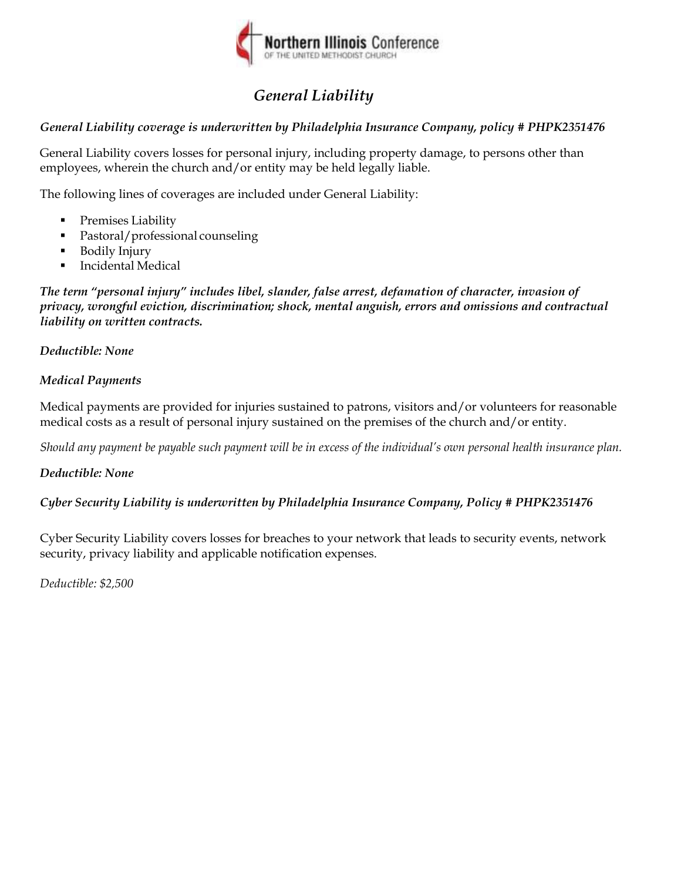Northern Illinois Conference
OF THE UNITED METHODIST CHURCH

# *General Liability*

***General Liability coverage is underwritten by Philadelphia Insurance Company, policy # PHPK2351476***

General Liability covers losses for personal injury, including property damage, to persons other than employees, wherein the church and/or entity may be held legally liable.

The following lines of coverages are included under General Liability:

- Premises Liability
- Pastoral/professional counseling
- Bodily Injury
- Incidental Medical

***The term "personal injury" includes libel, slander, false arrest, defamation of character, invasion of privacy, wrongful eviction, discrimination; shock, mental anguish, errors and omissions and contractual liability on written contracts.***

***Deductible: None***

***Medical Payments***

Medical payments are provided for injuries sustained to patrons, visitors and/or volunteers for reasonable medical costs as a result of personal injury sustained on the premises of the church and/or entity.

*Should any payment be payable such payment will be in excess of the individual's own personal health insurance plan.*

***Deductible: None***

***Cyber Security Liability is underwritten by Philadelphia Insurance Company, Policy # PHPK2351476***

Cyber Security Liability covers losses for breaches to your network that leads to security events, network security, privacy liability and applicable notification expenses.

*Deductible: $2,500*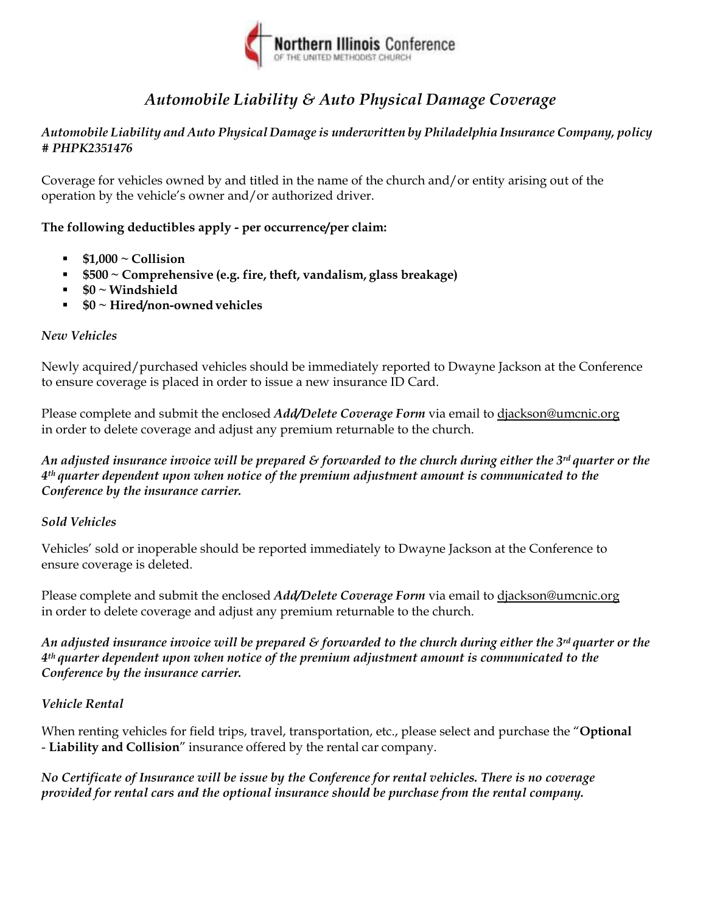# *Automobile Liability & Auto Physical Damage Coverage*

***Automobile Liability and Auto Physical Damage is underwritten by Philadelphia Insurance Company, policy # PHPK2351476***

Coverage for vehicles owned by and titled in the name of the church and/or entity arising out of the operation by the vehicle's owner and/or authorized driver.

**The following deductibles apply - per occurrence/per claim:**

- **$1,000 ~ Collision**
- **$500 ~ Comprehensive (e.g. fire, theft, vandalism, glass breakage)**
- **$0 ~ Windshield**
- **$0 ~ Hired/non-owned vehicles**

*New Vehicles*

Newly acquired/purchased vehicles should be immediately reported to Dwayne Jackson at the Conference to ensure coverage is placed in order to issue a new insurance ID Card.

Please complete and submit the enclosed ***Add/Delete Coverage Form*** via email to djackson@umcnic.org in order to delete coverage and adjust any premium returnable to the church.

***An adjusted insurance invoice will be prepared & forwarded to the church during either the 3rd quarter or the 4th quarter dependent upon when notice of the premium adjustment amount is communicated to the Conference by the insurance carrier.***

*Sold Vehicles*

Vehicles' sold or inoperable should be reported immediately to Dwayne Jackson at the Conference to ensure coverage is deleted.

Please complete and submit the enclosed ***Add/Delete Coverage Form*** via email to djackson@umcnic.org in order to delete coverage and adjust any premium returnable to the church.

***An adjusted insurance invoice will be prepared & forwarded to the church during either the 3rd quarter or the 4th quarter dependent upon when notice of the premium adjustment amount is communicated to the Conference by the insurance carrier.***

*Vehicle Rental*

When renting vehicles for field trips, travel, transportation, etc., please select and purchase the "**Optional - Liability and Collision**" insurance offered by the rental car company.

***No Certificate of Insurance will be issue by the Conference for rental vehicles. There is no coverage provided for rental cars and the optional insurance should be purchase from the rental company.***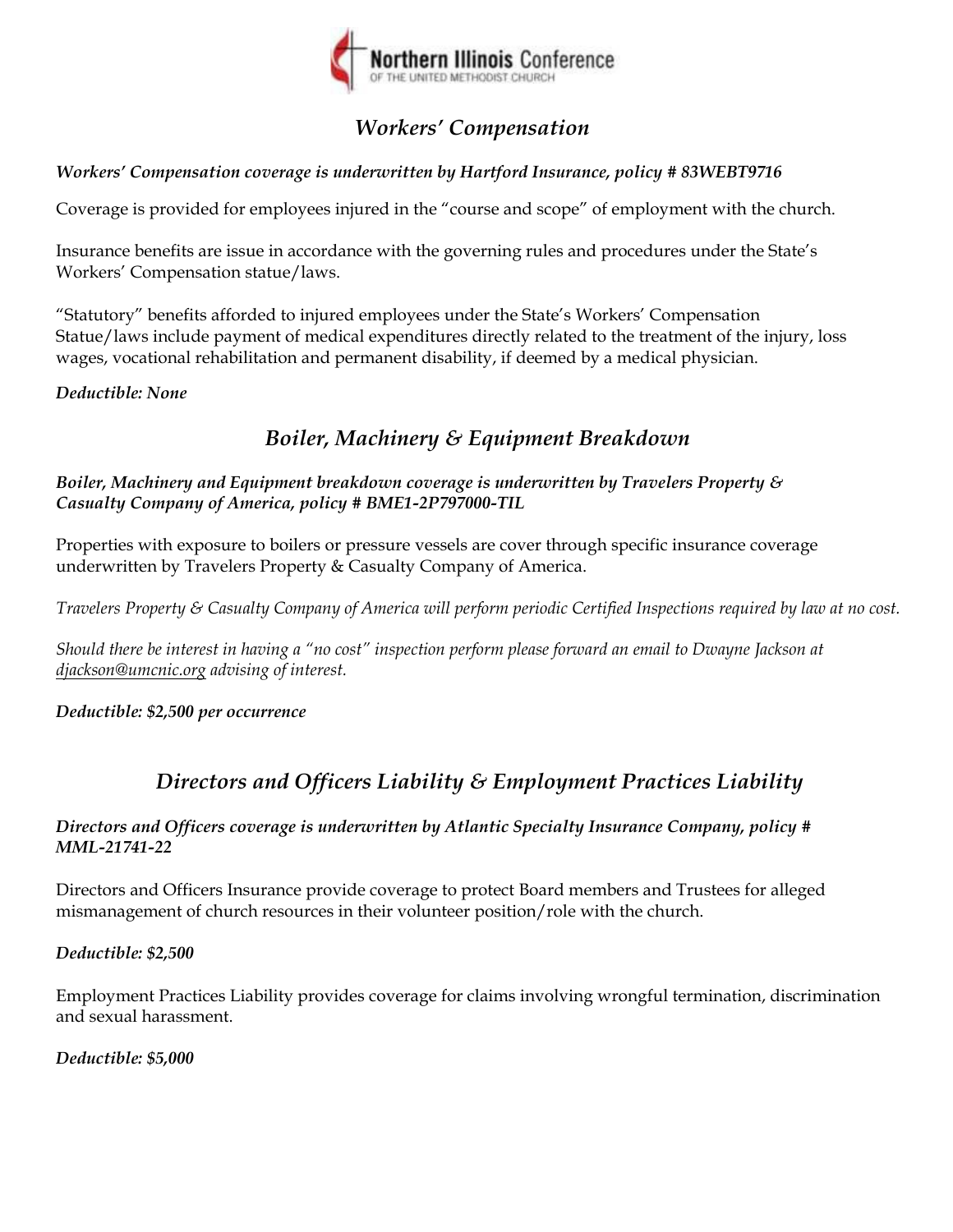## *Workers' Compensation*

***Workers' Compensation coverage is underwritten by Hartford Insurance, policy # 83WEBT9716***

Coverage is provided for employees injured in the "course and scope" of employment with the church.

Insurance benefits are issue in accordance with the governing rules and procedures under the State's Workers' Compensation statue/laws.

"Statutory" benefits afforded to injured employees under the State's Workers' Compensation Statue/laws include payment of medical expenditures directly related to the treatment of the injury, loss wages, vocational rehabilitation and permanent disability, if deemed by a medical physician.

***Deductible: None***

## *Boiler, Machinery & Equipment Breakdown*

***Boiler, Machinery and Equipment breakdown coverage is underwritten by Travelers Property & Casualty Company of America, policy # BME1-2P797000-TIL***

Properties with exposure to boilers or pressure vessels are cover through specific insurance coverage underwritten by Travelers Property & Casualty Company of America.

*Travelers Property & Casualty Company of America will perform periodic Certified Inspections required by law at no cost.*

*Should there be interest in having a "no cost" inspection perform please forward an email to Dwayne Jackson at djackson@umcnic.org advising of interest.*

***Deductible: $2,500 per occurrence***

## *Directors and Officers Liability & Employment Practices Liability*

***Directors and Officers coverage is underwritten by Atlantic Specialty Insurance Company, policy # MML-21741-22***

Directors and Officers Insurance provide coverage to protect Board members and Trustees for alleged mismanagement of church resources in their volunteer position/role with the church.

***Deductible: $2,500***

Employment Practices Liability provides coverage for claims involving wrongful termination, discrimination and sexual harassment.

***Deductible: $5,000***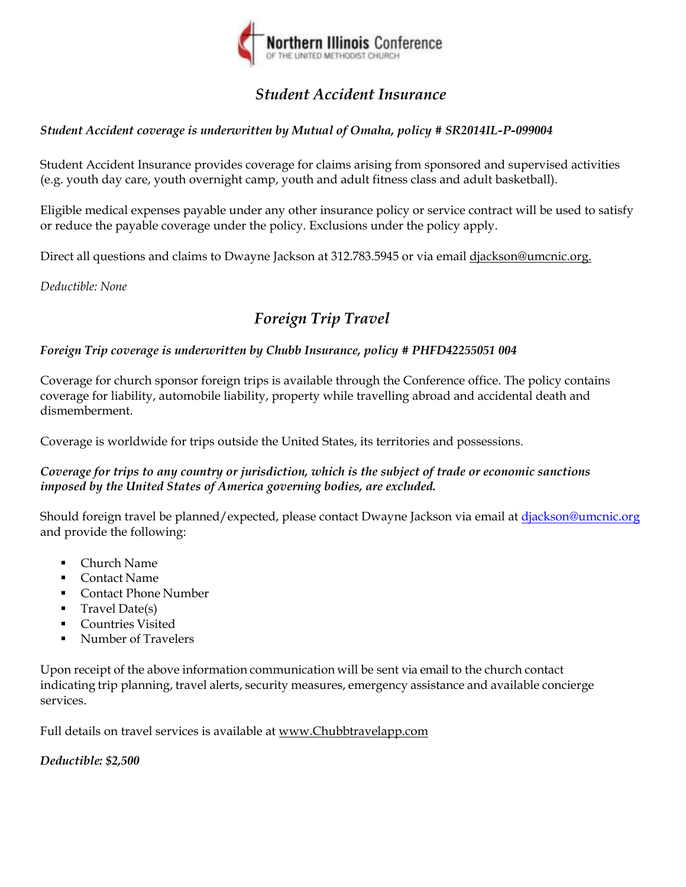Northern Illinois Conference
OF THE UNITED METHODIST CHURCH

## *Student Accident Insurance*

***Student Accident coverage is underwritten by Mutual of Omaha, policy # SR2014IL-P-099004***

Student Accident Insurance provides coverage for claims arising from sponsored and supervised activities (e.g. youth day care, youth overnight camp, youth and adult fitness class and adult basketball).

Eligible medical expenses payable under any other insurance policy or service contract will be used to satisfy or reduce the payable coverage under the policy. Exclusions under the policy apply.

Direct all questions and claims to Dwayne Jackson at 312.783.5945 or via email djackson@umcnic.org.

*Deductible: None*

## *Foreign Trip Travel*

***Foreign Trip coverage is underwritten by Chubb Insurance, policy # PHFD42255051 004***

Coverage for church sponsor foreign trips is available through the Conference office. The policy contains coverage for liability, automobile liability, property while travelling abroad and accidental death and dismemberment.

Coverage is worldwide for trips outside the United States, its territories and possessions.

***Coverage for trips to any country or jurisdiction, which is the subject of trade or economic sanctions imposed by the United States of America governing bodies, are excluded.***

Should foreign travel be planned/expected, please contact Dwayne Jackson via email at djackson@umcnic.org and provide the following:

- Church Name
- Contact Name
- Contact Phone Number
- Travel Date(s)
- Countries Visited
- Number of Travelers

Upon receipt of the above information communication will be sent via email to the church contact indicating trip planning, travel alerts, security measures, emergency assistance and available concierge services.

Full details on travel services is available at www.Chubbtravelapp.com

***Deductible: $2,500***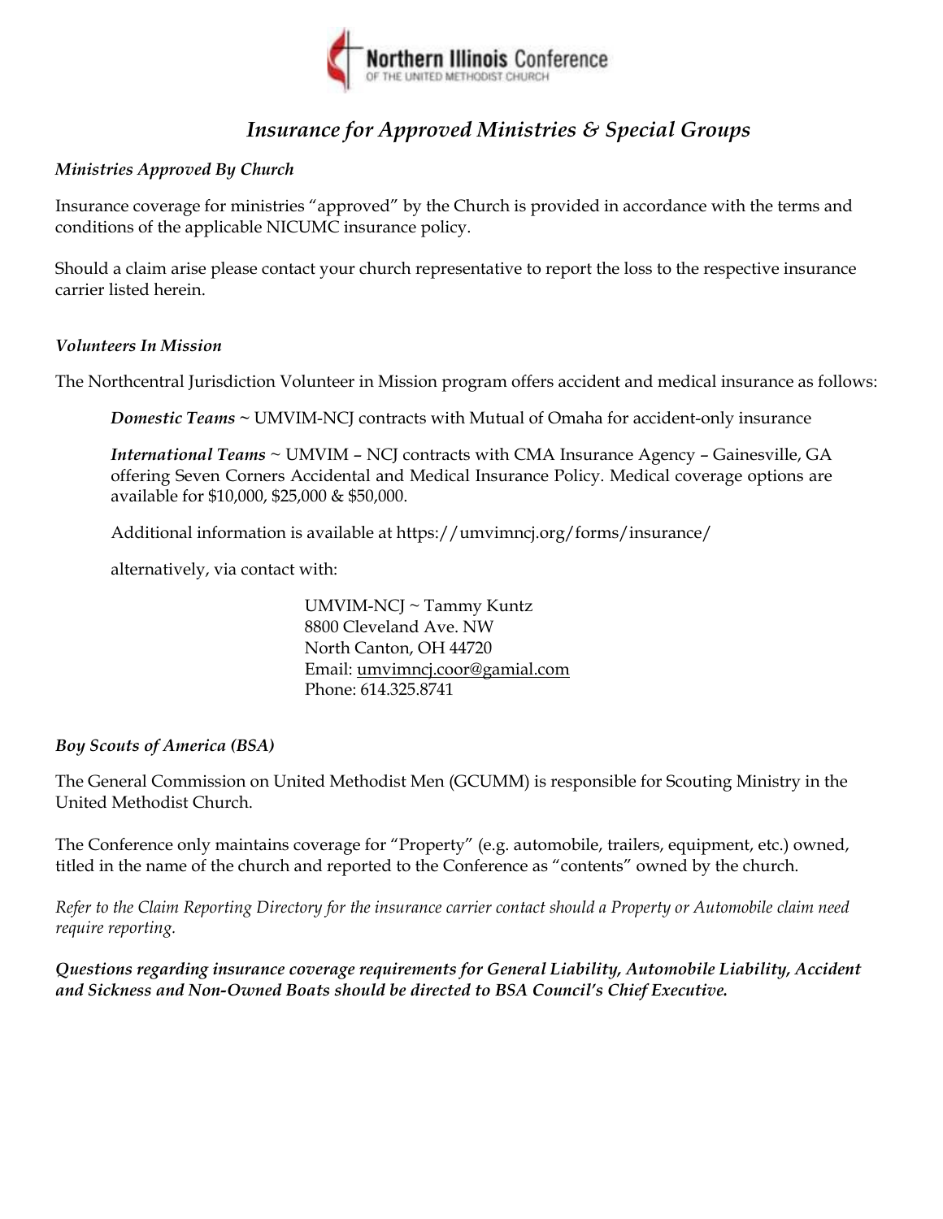# *Insurance for Approved Ministries & Special Groups*

### *Ministries Approved By Church*

Insurance coverage for ministries "approved" by the Church is provided in accordance with the terms and conditions of the applicable NICUMC insurance policy.

Should a claim arise please contact your church representative to report the loss to the respective insurance carrier listed herein.

### *Volunteers In Mission*

The Northcentral Jurisdiction Volunteer in Mission program offers accident and medical insurance as follows:

> ***Domestic Teams*** ~ UMVIM-NCJ contracts with Mutual of Omaha for accident-only insurance
>
> ***International Teams*** ~ UMVIM – NCJ contracts with CMA Insurance Agency – Gainesville, GA offering Seven Corners Accidental and Medical Insurance Policy. Medical coverage options are available for $10,000, $25,000 & $50,000.
>
> Additional information is available at https://umvimncj.org/forms/insurance/
>
> alternatively, via contact with:
>
> UMVIM-NCJ ~ Tammy Kuntz
> 8800 Cleveland Ave. NW
> North Canton, OH 44720
> Email: umvimncj.coor@gamial.com
> Phone: 614.325.8741

### *Boy Scouts of America (BSA)*

The General Commission on United Methodist Men (GCUMM) is responsible for Scouting Ministry in the United Methodist Church.

The Conference only maintains coverage for "Property" (e.g. automobile, trailers, equipment, etc.) owned, titled in the name of the church and reported to the Conference as "contents" owned by the church.

*Refer to the Claim Reporting Directory for the insurance carrier contact should a Property or Automobile claim need require reporting.*

***Questions regarding insurance coverage requirements for General Liability, Automobile Liability, Accident and Sickness and Non-Owned Boats should be directed to BSA Council's Chief Executive.***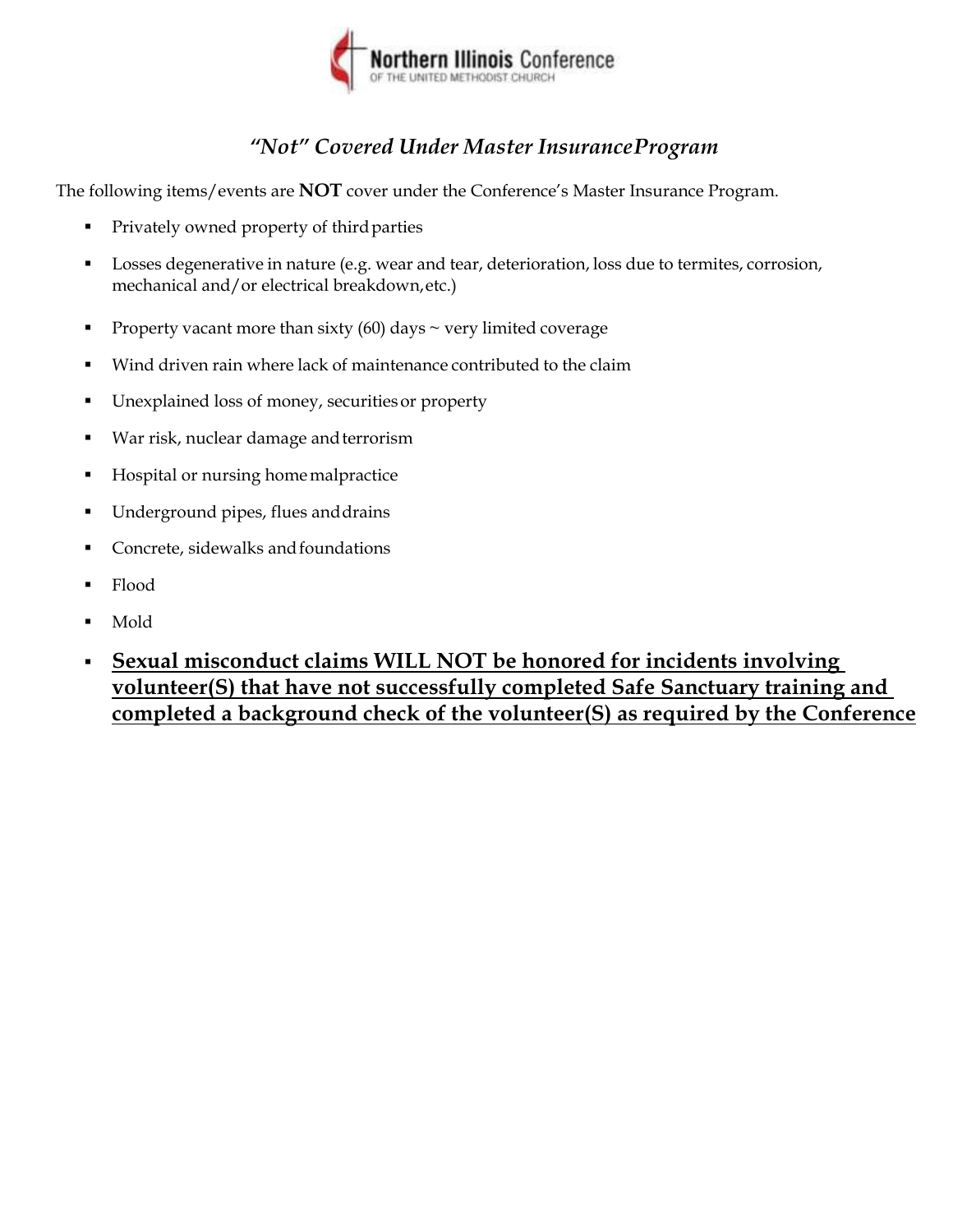Northern Illinois Conference OF THE UNITED METHODIST CHURCH

## *"Not" Covered Under Master InsuranceProgram*

The following items/events are **NOT** cover under the Conference's Master Insurance Program.

- Privately owned property of third parties
- Losses degenerative in nature (e.g. wear and tear, deterioration, loss due to termites, corrosion, mechanical and/or electrical breakdown, etc.)
- Property vacant more than sixty (60) days ~ very limited coverage
- Wind driven rain where lack of maintenance contributed to the claim
- Unexplained loss of money, securities or property
- War risk, nuclear damage and terrorism
- Hospital or nursing home malpractice
- Underground pipes, flues and drains
- Concrete, sidewalks and foundations
- Flood
- Mold
- <u>**Sexual misconduct claims WILL NOT be honored for incidents involving volunteer(S) that have not successfully completed Safe Sanctuary training and completed a background check of the volunteer(S) as required by the Conference**</u>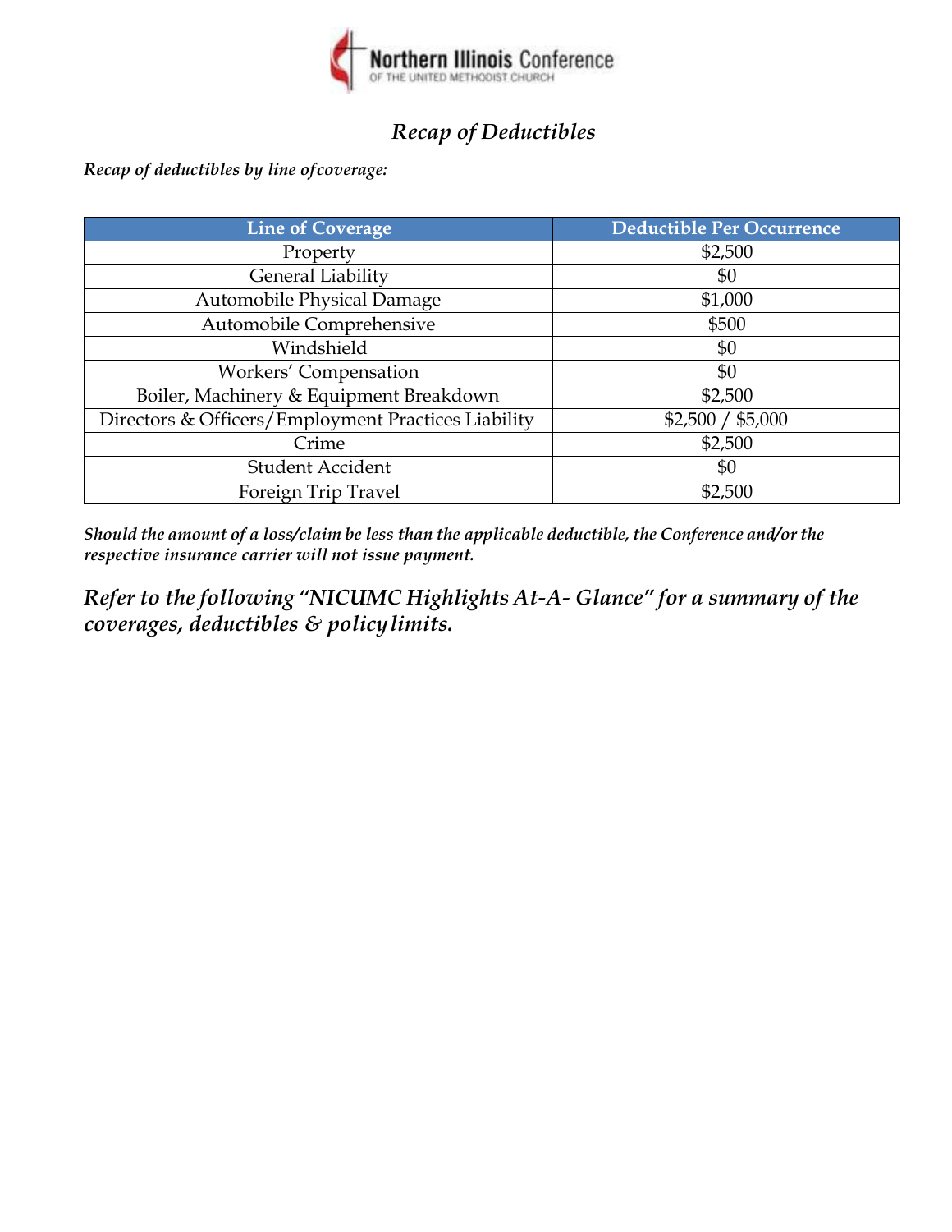Northern Illinois Conference
OF THE UNITED METHODIST CHURCH

# *Recap of Deductibles*

***Recap of deductibles by line of coverage:***

| Line of Coverage | Deductible Per Occurrence |
|---|---|
| Property | $2,500 |
| General Liability | $0 |
| Automobile Physical Damage | $1,000 |
| Automobile Comprehensive | $500 |
| Windshield | $0 |
| Workers' Compensation | $0 |
| Boiler, Machinery & Equipment Breakdown | $2,500 |
| Directors & Officers/Employment Practices Liability | $2,500 / $5,000 |
| Crime | $2,500 |
| Student Accident | $0 |
| Foreign Trip Travel | $2,500 |

***Should the amount of a loss/claim be less than the applicable deductible, the Conference and/or the respective insurance carrier will not issue payment.***

## ***Refer to the following "NICUMC Highlights At-A- Glance" for a summary of the coverages, deductibles & policy limits.***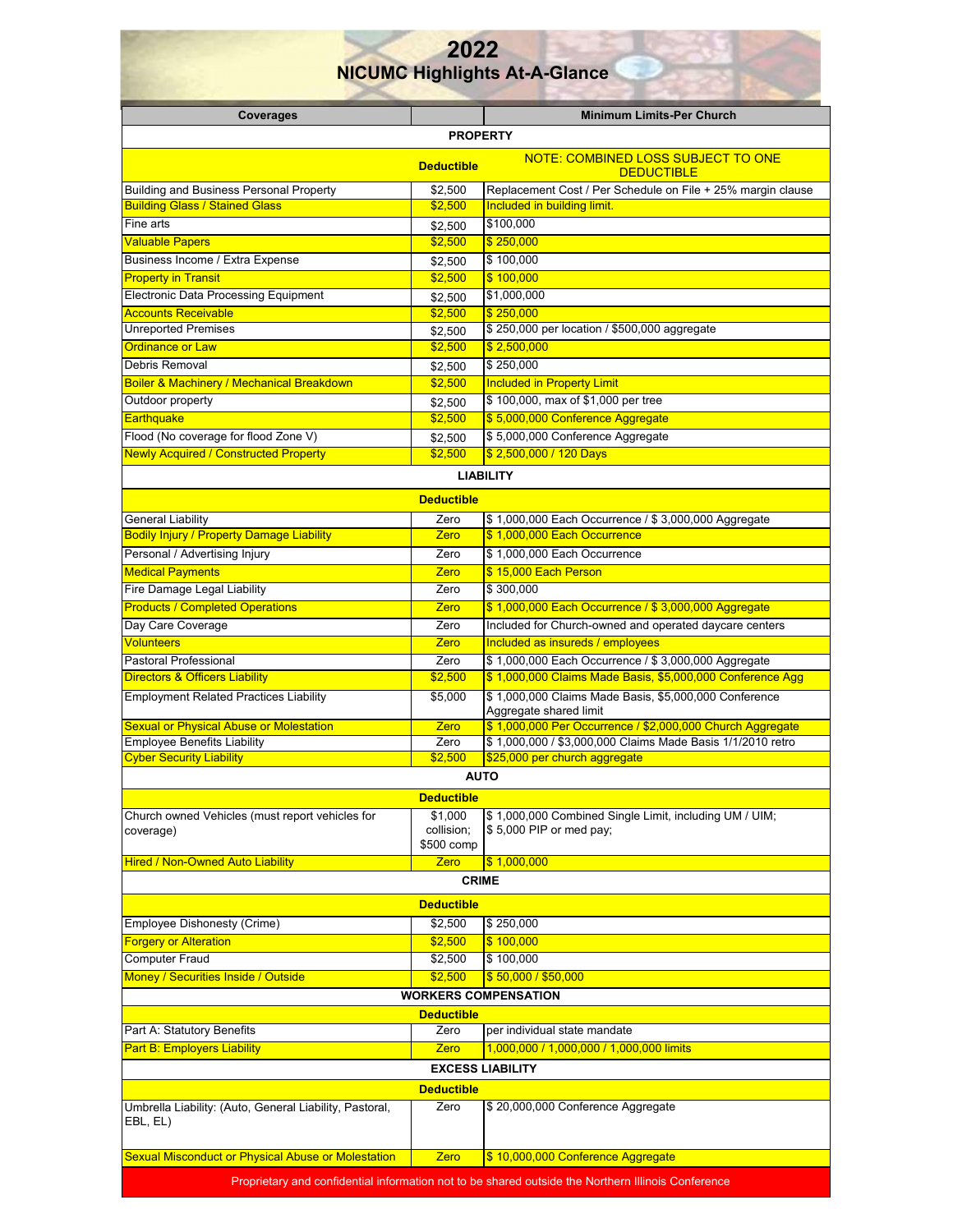# 2022
## NICUMC Highlights At-A-Glance

| Coverages | | Minimum Limits-Per Church |
|---|---|---|
| **PROPERTY** | | |
| | **Deductible** | NOTE: COMBINED LOSS SUBJECT TO ONE DEDUCTIBLE |
| Building and Business Personal Property | $2,500 | Replacement Cost / Per Schedule on File + 25% margin clause |
| Building Glass / Stained Glass | $2,500 | Included in building limit. |
| Fine arts | $2,500 | $100,000 |
| Valuable Papers | $2,500 | $ 250,000 |
| Business Income / Extra Expense | $2,500 | $ 100,000 |
| Property in Transit | $2,500 | $ 100,000 |
| Electronic Data Processing Equipment | $2,500 | $1,000,000 |
| Accounts Receivable | $2,500 | $ 250,000 |
| Unreported Premises | $2,500 | $ 250,000 per location / $500,000 aggregate |
| Ordinance or Law | $2,500 | $ 2,500,000 |
| Debris Removal | $2,500 | $ 250,000 |
| Boiler & Machinery / Mechanical Breakdown | $2,500 | Included in Property Limit |
| Outdoor property | $2,500 | $ 100,000, max of $1,000 per tree |
| Earthquake | $2,500 | $ 5,000,000 Conference Aggregate |
| Flood (No coverage for flood Zone V) | $2,500 | $ 5,000,000 Conference Aggregate |
| Newly Acquired / Constructed Property | $2,500 | $ 2,500,000 / 120 Days |
| **LIABILITY** | | |
| | **Deductible** | |
| General Liability | Zero | $ 1,000,000 Each Occurrence / $ 3,000,000 Aggregate |
| Bodily Injury / Property Damage Liability | Zero | $ 1,000,000 Each Occurrence |
| Personal / Advertising Injury | Zero | $ 1,000,000 Each Occurrence |
| Medical Payments | Zero | $ 15,000 Each Person |
| Fire Damage Legal Liability | Zero | $ 300,000 |
| Products / Completed Operations | Zero | $ 1,000,000 Each Occurrence / $ 3,000,000 Aggregate |
| Day Care Coverage | Zero | Included for Church-owned and operated daycare centers |
| Volunteers | Zero | Included as insureds / employees |
| Pastoral Professional | Zero | $ 1,000,000 Each Occurrence / $ 3,000,000 Aggregate |
| Directors & Officers Liability | $2,500 | $ 1,000,000 Claims Made Basis, $5,000,000 Conference Agg |
| Employment Related Practices Liability | $5,000 | $ 1,000,000 Claims Made Basis, $5,000,000 Conference Aggregate shared limit |
| Sexual or Physical Abuse or Molestation | Zero | $ 1,000,000 Per Occurrence / $2,000,000 Church Aggregate |
| Employee Benefits Liability | Zero | $ 1,000,000 / $3,000,000 Claims Made Basis 1/1/2010 retro |
| Cyber Security Liability | $2,500 | $25,000 per church aggregate |
| **AUTO** | | |
| | **Deductible** | |
| Church owned Vehicles (must report vehicles for coverage) | $1,000 collision; $500 comp | $ 1,000,000 Combined Single Limit, including UM / UIM; $ 5,000 PIP or med pay; |
| Hired / Non-Owned Auto Liability | Zero | $ 1,000,000 |
| **CRIME** | | |
| | **Deductible** | |
| Employee Dishonesty (Crime) | $2,500 | $ 250,000 |
| Forgery or Alteration | $2,500 | $ 100,000 |
| Computer Fraud | $2,500 | $ 100,000 |
| Money / Securities Inside / Outside | $2,500 | $ 50,000 / $50,000 |
| **WORKERS COMPENSATION** | | |
| | **Deductible** | |
| Part A: Statutory Benefits | Zero | per individual state mandate |
| Part B: Employers Liability | Zero | 1,000,000 / 1,000,000 / 1,000,000 limits |
| **EXCESS LIABILITY** | | |
| | **Deductible** | |
| Umbrella Liability: (Auto, General Liability, Pastoral, EBL, EL) | Zero | $ 20,000,000 Conference Aggregate |
| Sexual Misconduct or Physical Abuse or Molestation | Zero | $ 10,000,000 Conference Aggregate |

Proprietary and confidential information not to be shared outside the Northern Illinois Conference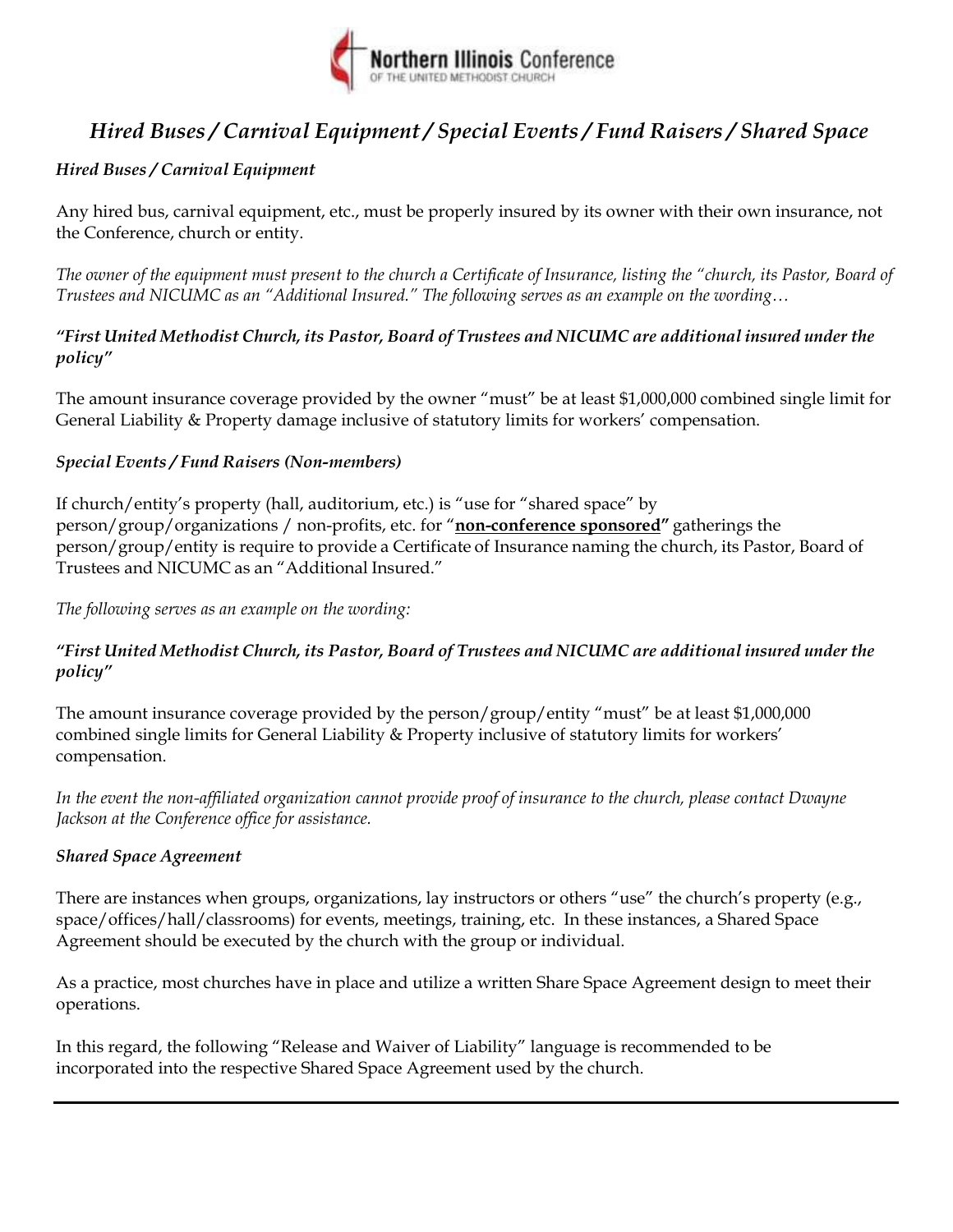# *Hired Buses / Carnival Equipment / Special Events / Fund Raisers / Shared Space*

### *Hired Buses / Carnival Equipment*

Any hired bus, carnival equipment, etc., must be properly insured by its owner with their own insurance, not the Conference, church or entity.

*The owner of the equipment must present to the church a Certificate of Insurance, listing the "church, its Pastor, Board of Trustees and NICUMC as an "Additional Insured." The following serves as an example on the wording…*

***"First United Methodist Church, its Pastor, Board of Trustees and NICUMC are additional insured under the policy"***

The amount insurance coverage provided by the owner "must" be at least $1,000,000 combined single limit for General Liability & Property damage inclusive of statutory limits for workers' compensation.

### *Special Events / Fund Raisers* **(*Non-members*)**

If church/entity's property (hall, auditorium, etc.) is "use for "shared space" by person/group/organizations / non-profits, etc. for "**<u>non-conference sponsored</u>"** gatherings the person/group/entity is require to provide a Certificate of Insurance naming the church, its Pastor, Board of Trustees and NICUMC as an "Additional Insured."

*The following serves as an example on the wording:*

***"First United Methodist Church, its Pastor, Board of Trustees and NICUMC are additional insured under the policy"***

The amount insurance coverage provided by the person/group/entity "must" be at least $1,000,000 combined single limits for General Liability & Property inclusive of statutory limits for workers' compensation.

*In the event the non-affiliated organization cannot provide proof of insurance to the church, please contact Dwayne Jackson at the Conference office for assistance.*

### *Shared Space Agreement*

There are instances when groups, organizations, lay instructors or others "use" the church's property (e.g., space/offices/hall/classrooms) for events, meetings, training, etc. In these instances, a Shared Space Agreement should be executed by the church with the group or individual.

As a practice, most churches have in place and utilize a written Share Space Agreement design to meet their operations.

In this regard, the following "Release and Waiver of Liability" language is recommended to be incorporated into the respective Shared Space Agreement used by the church.

---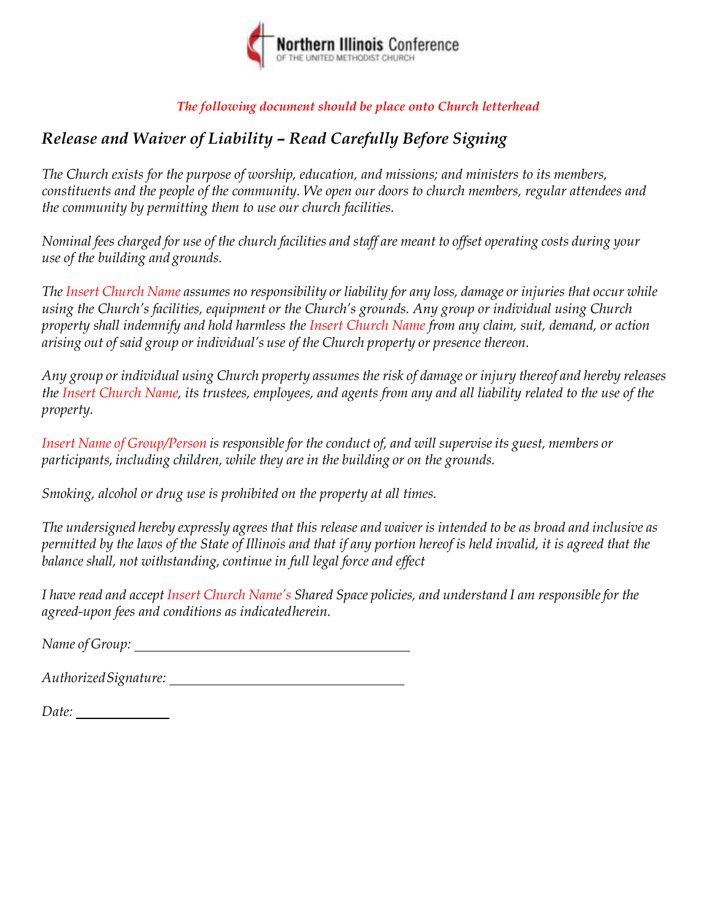**Northern Illinois Conference**
OF THE UNITED METHODIST CHURCH

***The following document should be place onto Church letterhead***

## *Release and Waiver of Liability – Read Carefully Before Signing*

*The Church exists for the purpose of worship, education, and missions; and ministers to its members, constituents and the people of the community. We open our doors to church members, regular attendees and the community by permitting them to use our church facilities.*

*Nominal fees charged for use of the church facilities and staff are meant to offset operating costs during your use of the building and grounds.*

*The Insert Church Name assumes no responsibility or liability for any loss, damage or injuries that occur while using the Church's facilities, equipment or the Church's grounds. Any group or individual using Church property shall indemnify and hold harmless the Insert Church Name from any claim, suit, demand, or action arising out of said group or individual's use of the Church property or presence thereon.*

*Any group or individual using Church property assumes the risk of damage or injury thereof and hereby releases the Insert Church Name, its trustees, employees, and agents from any and all liability related to the use of the property.*

*Insert Name of Group/Person is responsible for the conduct of, and will supervise its guest, members or participants, including children, while they are in the building or on the grounds.*

*Smoking, alcohol or drug use is prohibited on the property at all times.*

*The undersigned hereby expressly agrees that this release and waiver is intended to be as broad and inclusive as permitted by the laws of the State of Illinois and that if any portion hereof is held invalid, it is agreed that the balance shall, not withstanding, continue in full legal force and effect*

*I have read and accept Insert Church Name's Shared Space policies, and understand I am responsible for the agreed-upon fees and conditions as indicated herein.*

*Name of Group:* ______________________________________

*Authorized Signature:* ________________________________

*Date:* ____________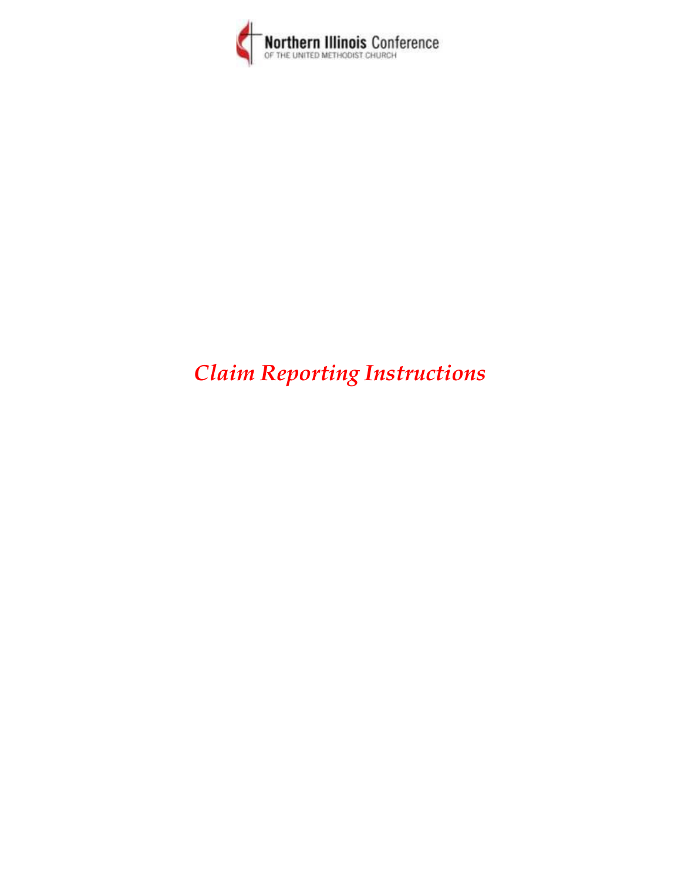Northern Illinois Conference

OF THE UNITED METHODIST CHURCH

# *Claim Reporting Instructions*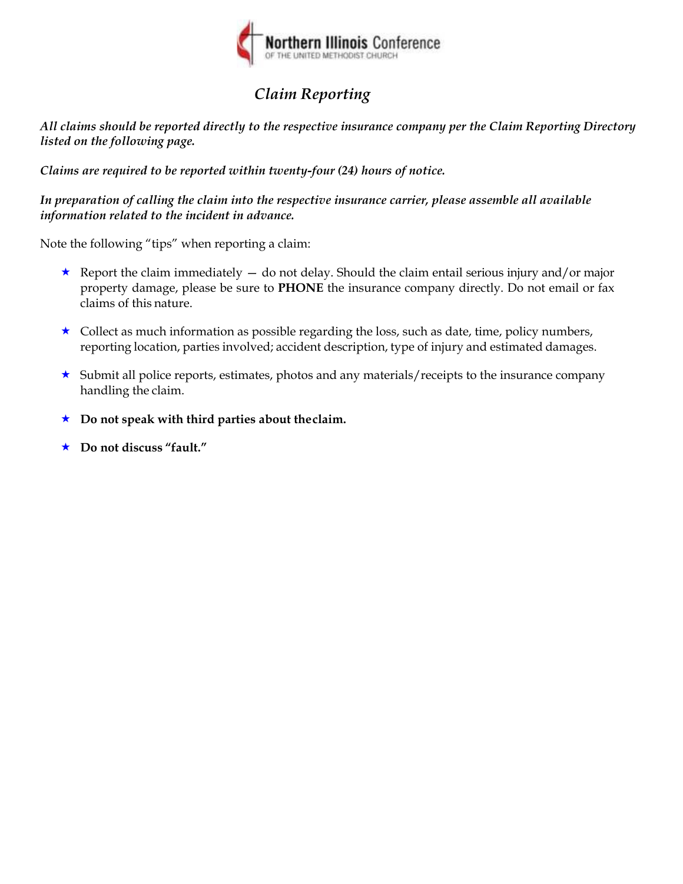Northern Illinois Conference
OF THE UNITED METHODIST CHURCH

# *Claim Reporting*

***All claims should be reported directly to the respective insurance company per the Claim Reporting Directory listed on the following page.***

***Claims are required to be reported within twenty-four (24) hours of notice.***

***In preparation of calling the claim into the respective insurance carrier, please assemble all available information related to the incident in advance.***

Note the following "tips" when reporting a claim:

- Report the claim immediately — do not delay. Should the claim entail serious injury and/or major property damage, please be sure to **PHONE** the insurance company directly. Do not email or fax claims of this nature.
- Collect as much information as possible regarding the loss, such as date, time, policy numbers, reporting location, parties involved; accident description, type of injury and estimated damages.
- Submit all police reports, estimates, photos and any materials/receipts to the insurance company handling the claim.
- **Do not speak with third parties about the claim.**
- **Do not discuss "fault."**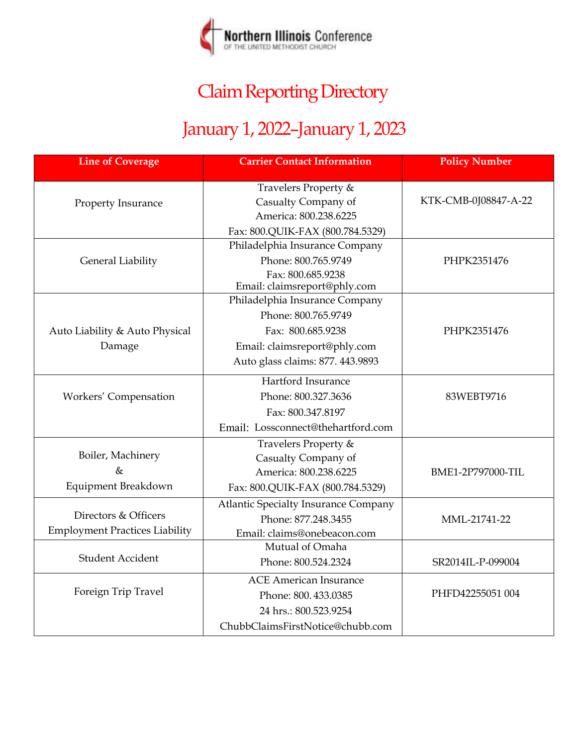Northern Illinois Conference
OF THE UNITED METHODIST CHURCH

# Claim Reporting Directory

## January 1, 2022–January 1, 2023

| Line of Coverage | Carrier Contact Information | Policy Number |
|---|---|---|
| Property Insurance | Travelers Property & Casualty Company of America: 800.238.6225<br>Fax: 800.QUIK-FAX (800.784.5329) | KTK-CMB-0J08847-A-22 |
| General Liability | Philadelphia Insurance Company<br>Phone: 800.765.9749<br>Fax: 800.685.9238<br>Email: claimsreport@phly.com | PHPK2351476 |
| Auto Liability & Auto Physical Damage | Philadelphia Insurance Company<br>Phone: 800.765.9749<br>Fax: 800.685.9238<br>Email: claimsreport@phly.com<br>Auto glass claims: 877. 443.9893 | PHPK2351476 |
| Workers' Compensation | Hartford Insurance<br>Phone: 800.327.3636<br>Fax: 800.347.8197<br>Email: Lossconnect@thehartford.com | 83WEBT9716 |
| Boiler, Machinery & Equipment Breakdown | Travelers Property & Casualty Company of America: 800.238.6225<br>Fax: 800.QUIK-FAX (800.784.5329) | BME1-2P797000-TIL |
| Directors & Officers Employment Practices Liability | Atlantic Specialty Insurance Company<br>Phone: 877.248.3455<br>Email: claims@onebeacon.com | MML-21741-22 |
| Student Accident | Mutual of Omaha<br>Phone: 800.524.2324 | SR2014IL-P-099004 |
| Foreign Trip Travel | ACE American Insurance<br>Phone: 800. 433.0385<br>24 hrs.: 800.523.9254<br>ChubbClaimsFirstNotice@chubb.com | PHFD42255051 004 |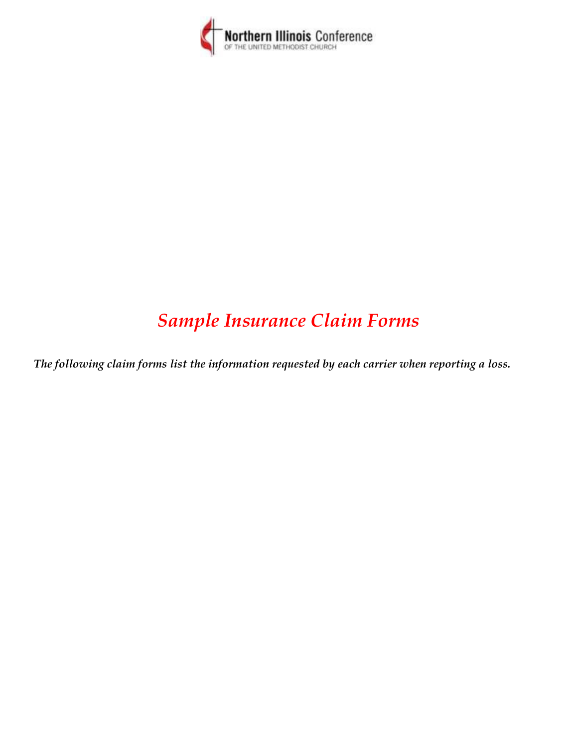Northern Illinois Conference
OF THE UNITED METHODIST CHURCH

# *Sample Insurance Claim Forms*

***The following claim forms list the information requested by each carrier when reporting a loss.***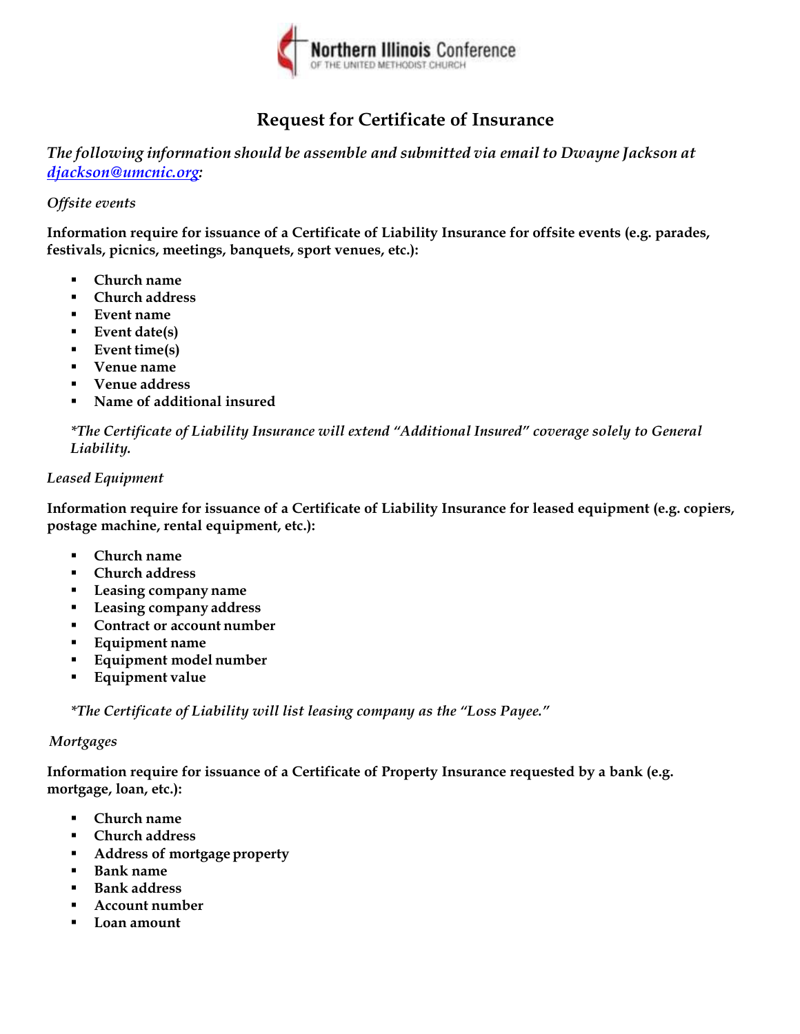Northern Illinois Conference
OF THE UNITED METHODIST CHURCH

# Request for Certificate of Insurance

*The following information should be assemble and submitted via email to Dwayne Jackson at [djackson@umcnic.org](mailto:djackson@umcnic.org):*

*Offsite events*

**Information require for issuance of a Certificate of Liability Insurance for offsite events (e.g. parades, festivals, picnics, meetings, banquets, sport venues, etc.):**

- **Church name**
- **Church address**
- **Event name**
- **Event date(s)**
- **Event time(s)**
- **Venue name**
- **Venue address**
- **Name of additional insured**

*\*The Certificate of Liability Insurance will extend "Additional Insured" coverage solely to General Liability.*

*Leased Equipment*

**Information require for issuance of a Certificate of Liability Insurance for leased equipment (e.g. copiers, postage machine, rental equipment, etc.):**

- **Church name**
- **Church address**
- **Leasing company name**
- **Leasing company address**
- **Contract or account number**
- **Equipment name**
- **Equipment model number**
- **Equipment value**

*\*The Certificate of Liability will list leasing company as the "Loss Payee."*

*Mortgages*

**Information require for issuance of a Certificate of Property Insurance requested by a bank (e.g. mortgage, loan, etc.):**

- **Church name**
- **Church address**
- **Address of mortgage property**
- **Bank name**
- **Bank address**
- **Account number**
- **Loan amount**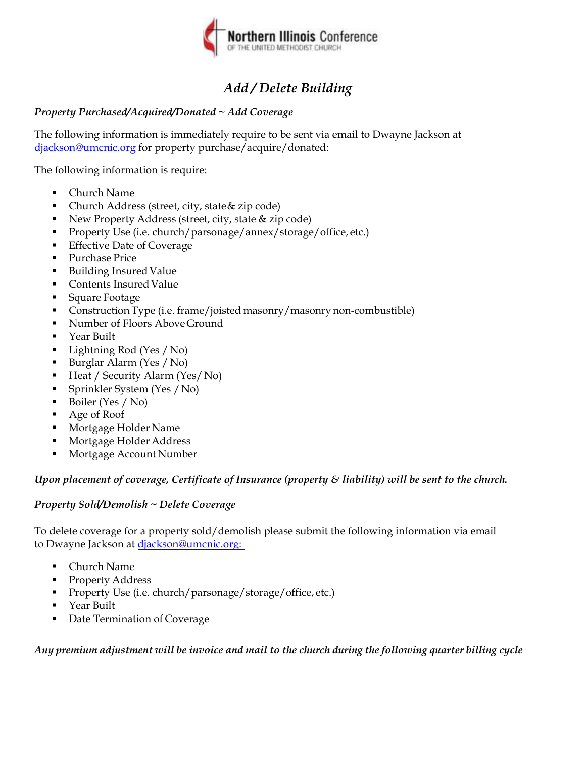Northern Illinois Conference
OF THE UNITED METHODIST CHURCH

# *Add / Delete Building*

***Property Purchased/Acquired/Donated ~ Add Coverage***

The following information is immediately require to be sent via email to Dwayne Jackson at djackson@umcnic.org for property purchase/acquire/donated:

The following information is require:

- Church Name
- Church Address (street, city, state & zip code)
- New Property Address (street, city, state & zip code)
- Property Use (i.e. church/parsonage/annex/storage/office, etc.)
- Effective Date of Coverage
- Purchase Price
- Building Insured Value
- Contents Insured Value
- Square Footage
- Construction Type (i.e. frame/joisted masonry/masonry non-combustible)
- Number of Floors Above Ground
- Year Built
- Lightning Rod (Yes / No)
- Burglar Alarm (Yes / No)
- Heat / Security Alarm (Yes/ No)
- Sprinkler System (Yes / No)
- Boiler (Yes / No)
- Age of Roof
- Mortgage Holder Name
- Mortgage Holder Address
- Mortgage Account Number

***Upon placement of coverage, Certificate of Insurance (property & liability) will be sent to the church.***

***Property Sold/Demolish ~ Delete Coverage***

To delete coverage for a property sold/demolish please submit the following information via email to Dwayne Jackson at djackson@umcnic.org:

- Church Name
- Property Address
- Property Use (i.e. church/parsonage/storage/office, etc.)
- Year Built
- Date Termination of Coverage

***Any premium adjustment will be invoice and mail to the church during the following quarter billing cycle***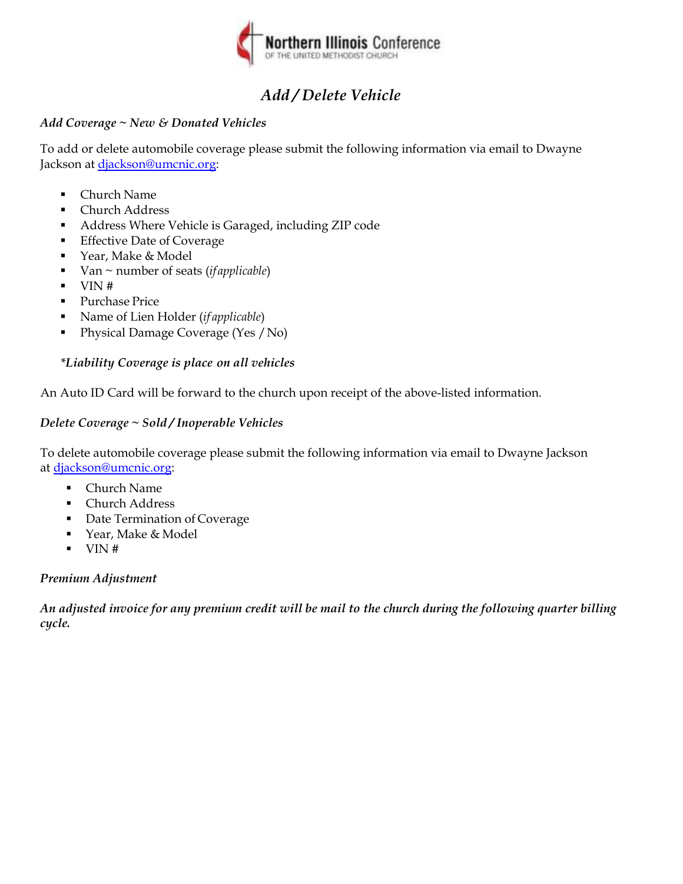Northern Illinois Conference
OF THE UNITED METHODIST CHURCH

# *Add / Delete Vehicle*

***Add Coverage ~ New & Donated Vehicles***

To add or delete automobile coverage please submit the following information via email to Dwayne Jackson at djackson@umcnic.org:

- Church Name
- Church Address
- Address Where Vehicle is Garaged, including ZIP code
- Effective Date of Coverage
- Year, Make & Model
- Van ~ number of seats (*if applicable*)
- VIN #
- Purchase Price
- Name of Lien Holder (*if applicable*)
- Physical Damage Coverage (Yes / No)

***Liability Coverage is place on all vehicles*

An Auto ID Card will be forward to the church upon receipt of the above-listed information.

***Delete Coverage ~ Sold / Inoperable Vehicles***

To delete automobile coverage please submit the following information via email to Dwayne Jackson at djackson@umcnic.org:

- Church Name
- Church Address
- Date Termination of Coverage
- Year, Make & Model
- VIN #

***Premium Adjustment***

***An adjusted invoice for any premium credit will be mail to the church during the following quarter billing cycle.***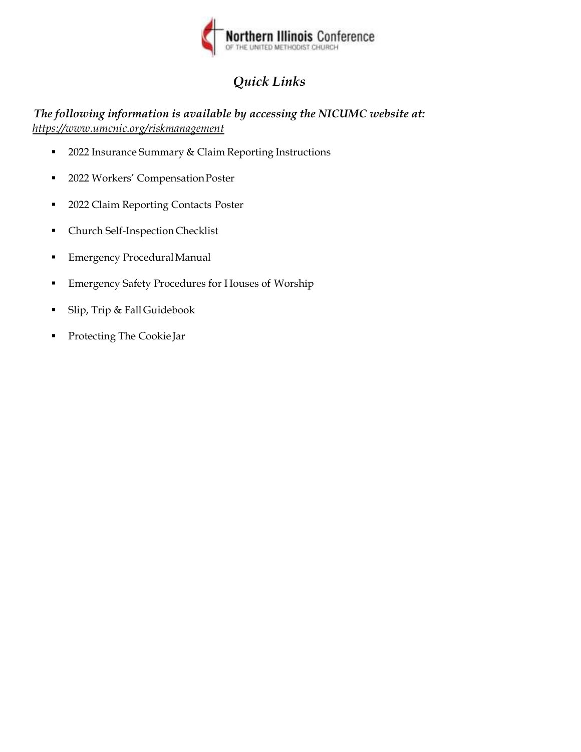Northern Illinois Conference
OF THE UNITED METHODIST CHURCH

# *Quick Links*

***The following information is available by accessing the NICUMC website at:***
*https://www.umcnic.org/riskmanagement*

- 2022 Insurance Summary & Claim Reporting Instructions
- 2022 Workers' Compensation Poster
- 2022 Claim Reporting Contacts Poster
- Church Self-Inspection Checklist
- Emergency Procedural Manual
- Emergency Safety Procedures for Houses of Worship
- Slip, Trip & Fall Guidebook
- Protecting The Cookie Jar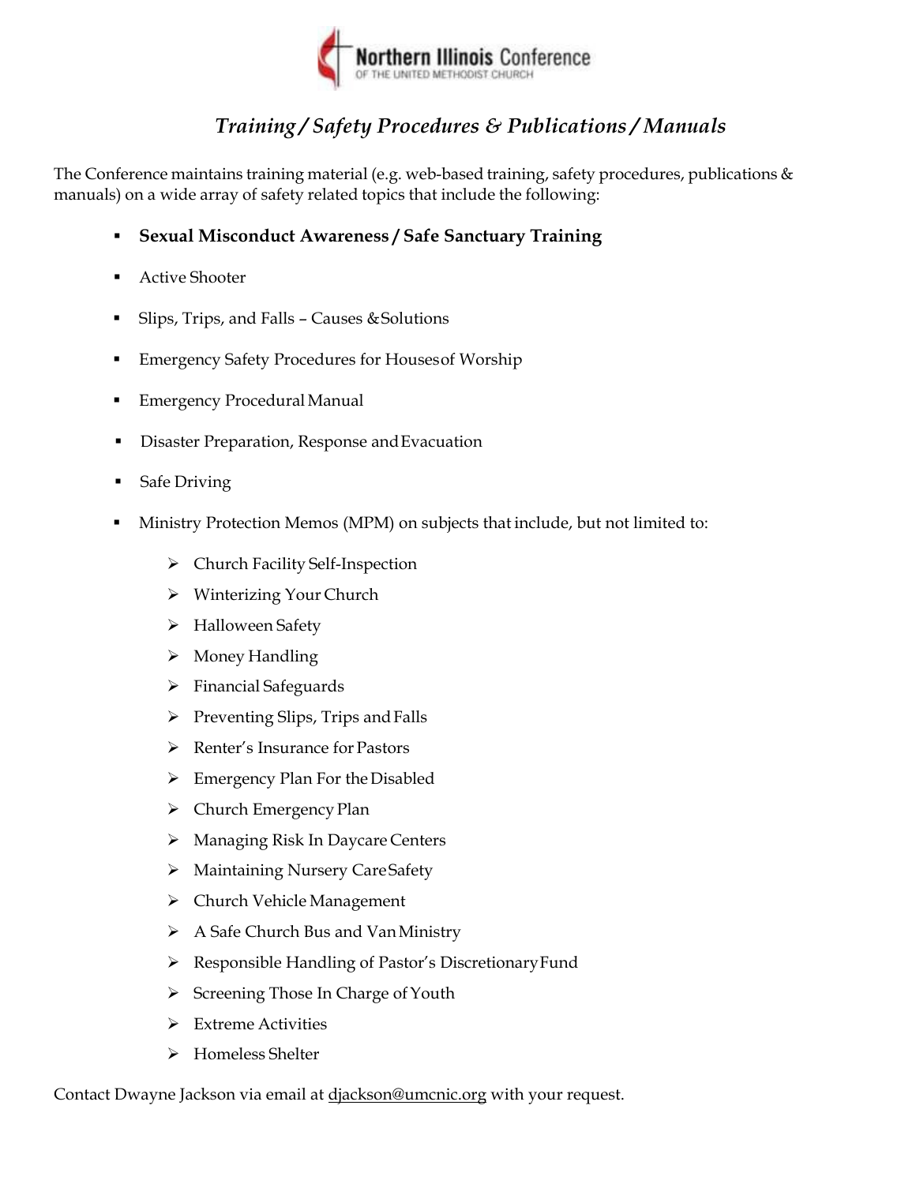Northern Illinois Conference
OF THE UNITED METHODIST CHURCH

## *Training / Safety Procedures & Publications / Manuals*

The Conference maintains training material (e.g. web-based training, safety procedures, publications & manuals) on a wide array of safety related topics that include the following:

- **Sexual Misconduct Awareness / Safe Sanctuary Training**
- Active Shooter
- Slips, Trips, and Falls – Causes & Solutions
- Emergency Safety Procedures for Houses of Worship
- Emergency Procedural Manual
- Disaster Preparation, Response and Evacuation
- Safe Driving
- Ministry Protection Memos (MPM) on subjects that include, but not limited to:
    - Church Facility Self-Inspection
    - Winterizing Your Church
    - Halloween Safety
    - Money Handling
    - Financial Safeguards
    - Preventing Slips, Trips and Falls
    - Renter's Insurance for Pastors
    - Emergency Plan For the Disabled
    - Church Emergency Plan
    - Managing Risk In Daycare Centers
    - Maintaining Nursery Care Safety
    - Church Vehicle Management
    - A Safe Church Bus and Van Ministry
    - Responsible Handling of Pastor's Discretionary Fund
    - Screening Those In Charge of Youth
    - Extreme Activities
    - Homeless Shelter

Contact Dwayne Jackson via email at djackson@umcnic.org with your request.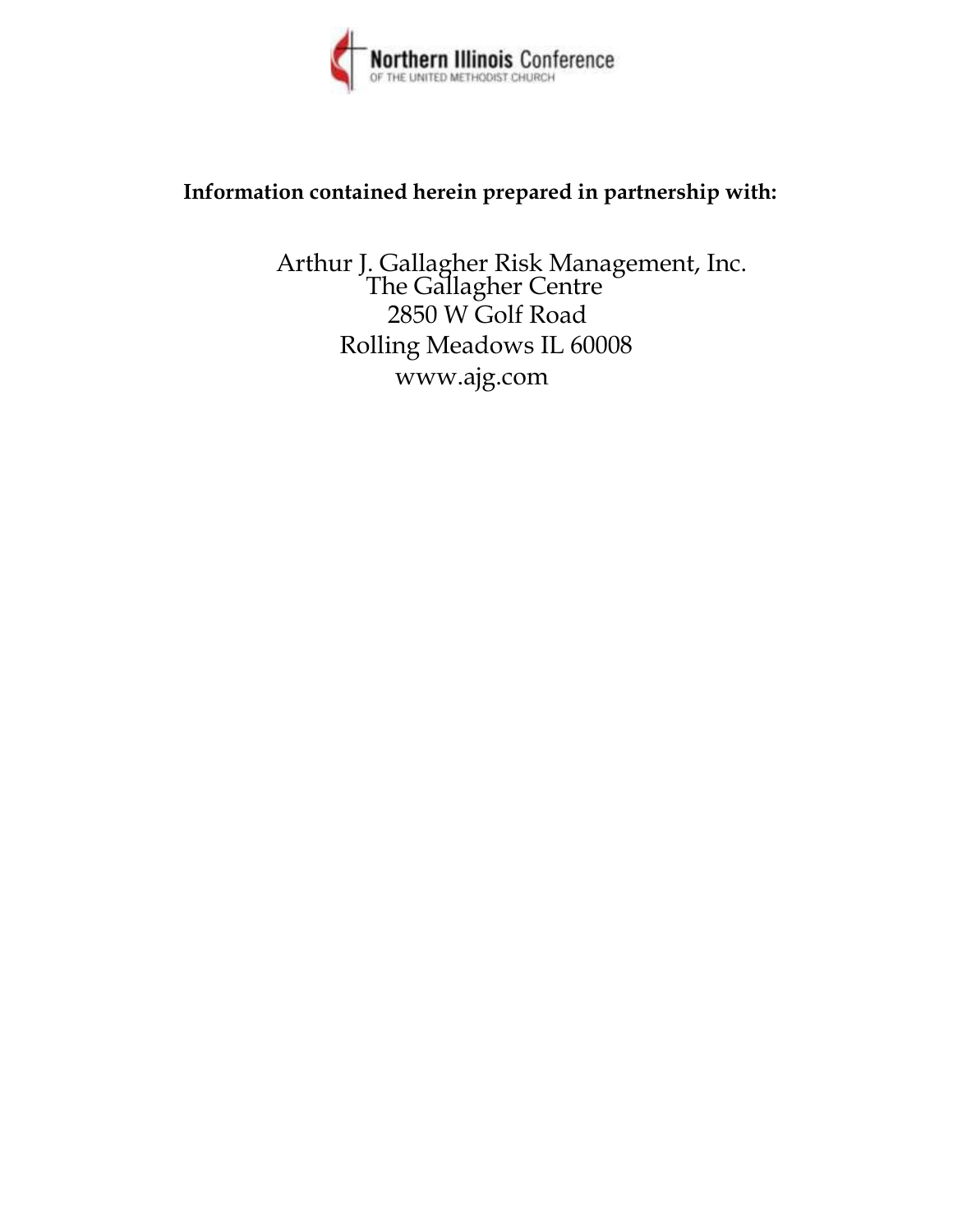Northern Illinois Conference
OF THE UNITED METHODIST CHURCH

**Information contained herein prepared in partnership with:**

Arthur J. Gallagher Risk Management, Inc.
The Gallagher Centre
2850 W Golf Road
Rolling Meadows IL 60008
www.ajg.com